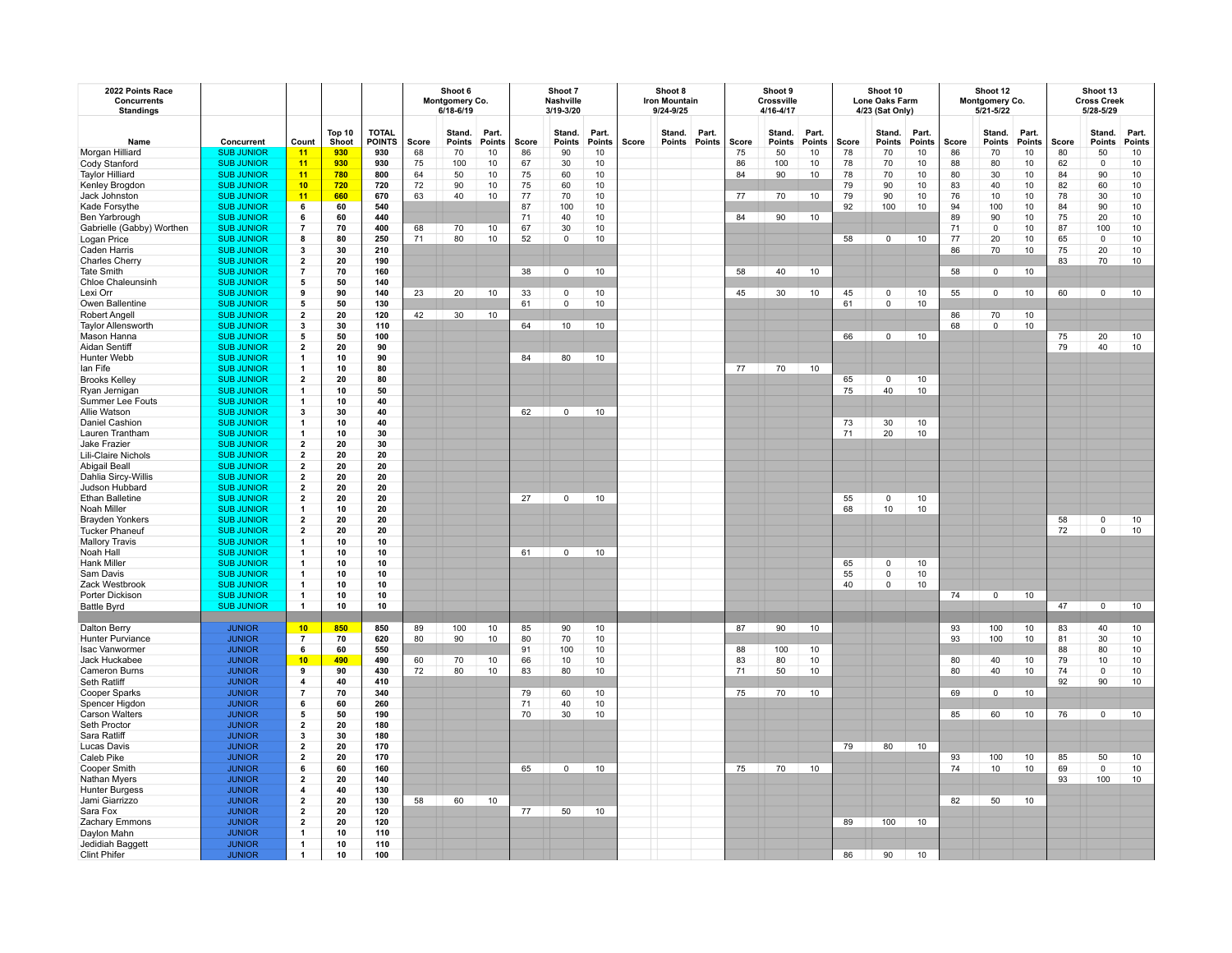| 2022 Points Race Concurrents Standings | | | | | Shoot 6 Montgomery Co. 6/18-6/19 | | | Shoot 7 Nashville 3/19-3/20 | | | Shoot 8 Iron Mountain 9/24-9/25 | | | Shoot 9 Crossville 4/16-4/17 | | | Shoot 10 Lone Oaks Farm 4/23 (Sat Only) | | | Shoot 12 Montgomery Co. 5/21-5/22 | | | Shoot 13 Cross Creek 5/28-5/29 | | |
|---|---|---|---|---|---|---|---|---|---|---|---|---|---|---|---|---|---|---|---|---|---|---|---|---|---|
| Name | Concurrent | Count | Top 10 Shoot | TOTAL POINTS | Score | Stand. Points | Part. Points | Score | Stand. Points | Part. Points | Score | Stand. Points | Part. Points | Score | Stand. Points | Part. Points | Score | Stand. Points | Part. Points | Score | Stand. Points | Part. Points | Score | Stand. Points | Part. Points |
| Morgan Hilliard | SUB JUNIOR | 11 | 930 | 930 | 68 | 70 | 10 | 86 | 90 | 10 | | | | 75 | 50 | 10 | 78 | 70 | 10 | 86 | 70 | 10 | 80 | 50 | 10 |
| Cody Stanford | SUB JUNIOR | 11 | 930 | 930 | 75 | 100 | 10 | 67 | 30 | 10 | | | | 86 | 100 | 10 | 78 | 70 | 10 | 88 | 80 | 10 | 62 | 0 | 10 |
| Taylor Hilliard | SUB JUNIOR | 11 | 780 | 800 | 64 | 50 | 10 | 75 | 60 | 10 | | | | 84 | 90 | 10 | 78 | 70 | 10 | 80 | 30 | 10 | 84 | 90 | 10 |
| Kenley Brogdon | SUB JUNIOR | 10 | 720 | 720 | 72 | 90 | 10 | 75 | 60 | 10 | | | | | | | 79 | 90 | 10 | 83 | 40 | 10 | 82 | 60 | 10 |
| Jack Johnston | SUB JUNIOR | 11 | 660 | 670 | 63 | 40 | 10 | 77 | 70 | 10 | | | | 77 | 70 | 10 | 79 | 90 | 10 | 76 | 10 | 10 | 78 | 30 | 10 |
| Kade Forsythe | SUB JUNIOR | 6 | 60 | 540 | | | | 87 | 100 | 10 | | | | | | | 92 | 100 | 10 | 94 | 100 | 10 | 84 | 90 | 10 |
| Ben Yarbrough | SUB JUNIOR | 6 | 60 | 440 | | | | 71 | 40 | 10 | | | | 84 | 90 | 10 | | | | 89 | 90 | 10 | 75 | 20 | 10 |
| Gabrielle (Gabby) Worthen | SUB JUNIOR | 7 | 70 | 400 | 68 | 70 | 10 | 67 | 30 | 10 | | | | | | | | | | 71 | 0 | 10 | 87 | 100 | 10 |
| Logan Price | SUB JUNIOR | 8 | 80 | 250 | 71 | 80 | 10 | 52 | 0 | 10 | | | | | | | 58 | 0 | 10 | 77 | 20 | 10 | 65 | 0 | 10 |
| Caden Harris | SUB JUNIOR | 3 | 30 | 210 | | | | | | | | | | | | | | | | 86 | 70 | 10 | 75 | 20 | 10 |
| Charles Cherry | SUB JUNIOR | 2 | 20 | 190 | | | | | | | | | | | | | | | | | | | 83 | 70 | 10 |
| Tate Smith | SUB JUNIOR | 7 | 70 | 160 | | | | 38 | 0 | 10 | | | | 58 | 40 | 10 | | | | 58 | 0 | 10 | | | |
| Chloe Chaleunsinh | SUB JUNIOR | 5 | 50 | 140 | | | | | | | | | | | | | | | | | | | | | |
| Lexi Orr | SUB JUNIOR | 9 | 90 | 140 | 23 | 20 | 10 | 33 | 0 | 10 | | | | 45 | 30 | 10 | 45 | 0 | 10 | 55 | 0 | 10 | 60 | 0 | 10 |
| Owen Ballentine | SUB JUNIOR | 5 | 50 | 130 | | | | 61 | 0 | 10 | | | | | | | 61 | 0 | 10 | | | | | | |
| Robert Angell | SUB JUNIOR | 2 | 20 | 120 | 42 | 30 | 10 | | | | | | | | | | | | | 86 | 70 | 10 | | | |
| Taylor Allensworth | SUB JUNIOR | 3 | 30 | 110 | | | | 64 | 10 | 10 | | | | | | | | | | 68 | 0 | 10 | | | |
| Mason Hanna | SUB JUNIOR | 5 | 50 | 100 | | | | | | | | | | | | | 66 | 0 | 10 | | | | 75 | 20 | 10 |
| Aidan Sentiff | SUB JUNIOR | 2 | 20 | 90 | | | | | | | | | | | | | | | | | | | 79 | 40 | 10 |
| Hunter Webb | SUB JUNIOR | 1 | 10 | 90 | | | | 84 | 80 | 10 | | | | | | | | | | | | | | | |
| Ian Fife | SUB JUNIOR | 1 | 10 | 80 | | | | | | | | | | 77 | 70 | 10 | | | | | | | | | |
| Brooks Kelley | SUB JUNIOR | 2 | 20 | 80 | | | | | | | | | | | | | 65 | 0 | 10 | | | | | | |
| Ryan Jernigan | SUB JUNIOR | 1 | 10 | 50 | | | | | | | | | | | | | 75 | 40 | 10 | | | | | | |
| Summer Lee Fouts | SUB JUNIOR | 1 | 10 | 40 | | | | | | | | | | | | | | | | | | | | | |
| Allie Watson | SUB JUNIOR | 3 | 30 | 40 | | | | 62 | 0 | 10 | | | | | | | | | | | | | | | |
| Daniel Cashion | SUB JUNIOR | 1 | 10 | 40 | | | | | | | | | | | | | 73 | 30 | 10 | | | | | | |
| Lauren Trantham | SUB JUNIOR | 1 | 10 | 30 | | | | | | | | | | | | | 71 | 20 | 10 | | | | | | |
| Jake Frazier | SUB JUNIOR | 2 | 20 | 30 | | | | | | | | | | | | | | | | | | | | | |
| Lili-Claire Nichols | SUB JUNIOR | 2 | 20 | 20 | | | | | | | | | | | | | | | | | | | | | |
| Abigail Beall | SUB JUNIOR | 2 | 20 | 20 | | | | | | | | | | | | | | | | | | | | | |
| Dahlia Sircy-Willis | SUB JUNIOR | 2 | 20 | 20 | | | | | | | | | | | | | | | | | | | | | |
| Judson Hubbard | SUB JUNIOR | 2 | 20 | 20 | | | | | | | | | | | | | | | | | | | | | |
| Ethan Balletine | SUB JUNIOR | 2 | 20 | 20 | | | | 27 | 0 | 10 | | | | | | | 55 | 0 | 10 | | | | | | |
| Noah Miller | SUB JUNIOR | 1 | 10 | 20 | | | | | | | | | | | | | 68 | 10 | 10 | | | | | | |
| Brayden Yonkers | SUB JUNIOR | 2 | 20 | 20 | | | | | | | | | | | | | | | | | | | 58 | 0 | 10 |
| Tucker Phaneuf | SUB JUNIOR | 2 | 20 | 20 | | | | | | | | | | | | | | | | | | | 72 | 0 | 10 |
| Mallory Travis | SUB JUNIOR | 1 | 10 | 10 | | | | | | | | | | | | | | | | | | | | | |
| Noah Hall | SUB JUNIOR | 1 | 10 | 10 | | | | 61 | 0 | 10 | | | | | | | | | | | | | | | |
| Hank Miller | SUB JUNIOR | 1 | 10 | 10 | | | | | | | | | | | | | 65 | 0 | 10 | | | | | | |
| Sam Davis | SUB JUNIOR | 1 | 10 | 10 | | | | | | | | | | | | | 55 | 0 | 10 | | | | | | |
| Zack Westbrook | SUB JUNIOR | 1 | 10 | 10 | | | | | | | | | | | | | 40 | 0 | 10 | | | | | | |
| Porter Dickison | SUB JUNIOR | 1 | 10 | 10 | | | | | | | | | | | | | | | | 74 | 0 | 10 | | | |
| Battle Byrd | SUB JUNIOR | 1 | 10 | 10 | | | | | | | | | | | | | | | | | | | 47 | 0 | 10 |
| | | | | | | | | | | | | | | | | | | | | | | | | | |
| Dalton Berry | JUNIOR | 10 | 850 | 850 | 89 | 100 | 10 | 85 | 90 | 10 | | | | 87 | 90 | 10 | | | | 93 | 100 | 10 | 83 | 40 | 10 |
| Hunter Purviance | JUNIOR | 7 | 70 | 620 | 80 | 90 | 10 | 80 | 70 | 10 | | | | | | | | | | 93 | 100 | 10 | 81 | 30 | 10 |
| Isac Vanwormer | JUNIOR | 6 | 60 | 550 | | | | 91 | 100 | 10 | | | | 88 | 100 | 10 | | | | | | | 88 | 80 | 10 |
| Jack Huckabee | JUNIOR | 10 | 490 | 490 | 60 | 70 | 10 | 66 | 10 | 10 | | | | 83 | 80 | 10 | | | | 80 | 40 | 10 | 79 | 10 | 10 |
| Cameron Burns | JUNIOR | 9 | 90 | 430 | 72 | 80 | 10 | 83 | 80 | 10 | | | | 71 | 50 | 10 | | | | 80 | 40 | 10 | 74 | 0 | 10 |
| Seth Ratliff | JUNIOR | 4 | 40 | 410 | | | | | | | | | | | | | | | | | | | 92 | 90 | 10 |
| Cooper Sparks | JUNIOR | 7 | 70 | 340 | | | | 79 | 60 | 10 | | | | 75 | 70 | 10 | | | | 69 | 0 | 10 | | | |
| Spencer Higdon | JUNIOR | 6 | 60 | 260 | | | | 71 | 40 | 10 | | | | | | | | | | | | | | | |
| Carson Walters | JUNIOR | 5 | 50 | 190 | | | | 70 | 30 | 10 | | | | | | | | | | 85 | 60 | 10 | 76 | 0 | 10 |
| Seth Proctor | JUNIOR | 2 | 20 | 180 | | | | | | | | | | | | | | | | | | | | | |
| Sara Ratliff | JUNIOR | 3 | 30 | 180 | | | | | | | | | | | | | | | | | | | | | |
| Lucas Davis | JUNIOR | 2 | 20 | 170 | | | | | | | | | | | | | 79 | 80 | 10 | | | | | | |
| Caleb Pike | JUNIOR | 2 | 20 | 170 | | | | | | | | | | | | | | | | 93 | 100 | 10 | 85 | 50 | 10 |
| Cooper Smith | JUNIOR | 6 | 60 | 160 | | | | 65 | 0 | 10 | | | | 75 | 70 | 10 | | | | 74 | 10 | 10 | 69 | 0 | 10 |
| Nathan Myers | JUNIOR | 2 | 20 | 140 | | | | | | | | | | | | | | | | | | | 93 | 100 | 10 |
| Hunter Burgess | JUNIOR | 4 | 40 | 130 | | | | | | | | | | | | | | | | | | | | | |
| Jami Giarrizzo | JUNIOR | 2 | 20 | 130 | 58 | 60 | 10 | | | | | | | | | | | | | 82 | 50 | 10 | | | |
| Sara Fox | JUNIOR | 2 | 20 | 120 | | | | 77 | 50 | 10 | | | | | | | | | | | | | | | |
| Zachary Emmons | JUNIOR | 2 | 20 | 120 | | | | | | | | | | | | | 89 | 100 | 10 | | | | | | |
| Daylon Mahn | JUNIOR | 1 | 10 | 110 | | | | | | | | | | | | | | | | | | | | | |
| Jedidiah Baggett | JUNIOR | 1 | 10 | 110 | | | | | | | | | | | | | | | | | | | | | |
| Clint Phifer | JUNIOR | 1 | 10 | 100 | | | | | | | | | | | | | 86 | 90 | 10 | | | | | | |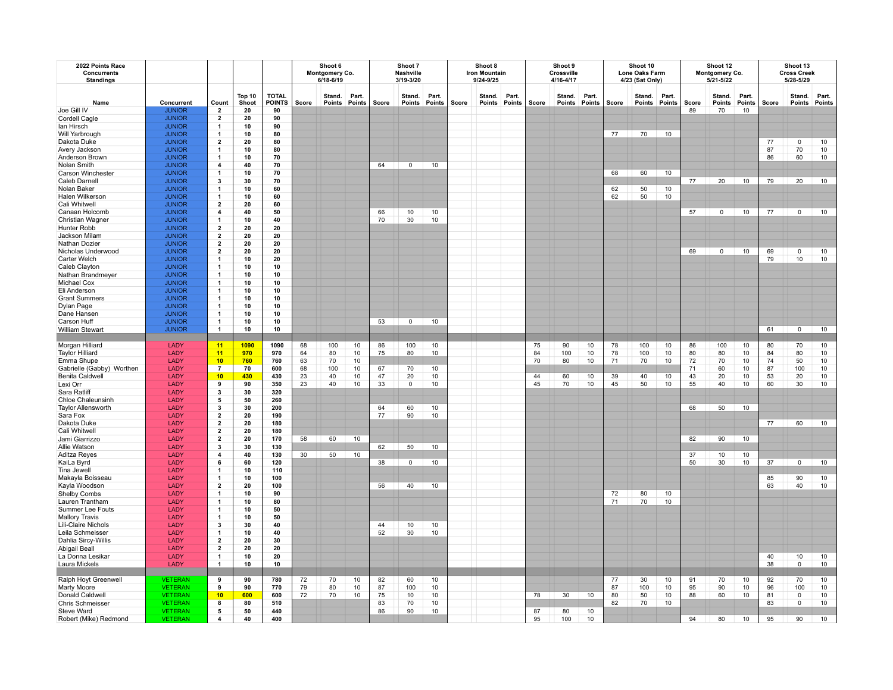| 2022 Points Race Concurrents Standings | | | | | Shoot 6 Montgomery Co. 6/18-6/19 | | | Shoot 7 Nashville 3/19-3/20 | | | Shoot 8 Iron Mountain 9/24-9/25 | | | Shoot 9 Crossville 4/16-4/17 | | | Shoot 10 Lone Oaks Farm 4/23 (Sat Only) | | | Shoot 12 Montgomery Co. 5/21-5/22 | | | Shoot 13 Cross Creek 5/28-5/29 | | |
|---|---|---|---|---|---|---|---|---|---|---|---|---|---|---|---|---|---|---|---|---|---|---|---|---|---|
| Name | Concurrent | Count | Top 10 Shoot | TOTAL POINTS | Score | Stand. Points | Part. Points | Score | Stand. Points | Part. Points | Score | Stand. Points | Part. Points | Score | Stand. Points | Part. Points | Score | Stand. Points | Part. Points | Score | Stand. Points | Part. Points | Score | Stand. Points | Part. Points |
| Joe Gill IV | JUNIOR | 2 | 20 | 90 | | | | | | | | | | | | | | | | 89 | 70 | 10 | | | |
| Cordell Cagle | JUNIOR | 2 | 20 | 90 | | | | | | | | | | | | | | | | | | | | | |
| Ian Hirsch | JUNIOR | 1 | 10 | 90 | | | | | | | | | | | | | | | | | | | | | |
| Will Yarbrough | JUNIOR | 1 | 10 | 80 | | | | | | | | | | | | | 77 | 70 | 10 | | | | | | |
| Dakota Duke | JUNIOR | 2 | 20 | 80 | | | | | | | | | | | | | | | | | | | 77 | 0 | 10 |
| Avery Jackson | JUNIOR | 1 | 10 | 80 | | | | | | | | | | | | | | | | | | | 87 | 70 | 10 |
| Anderson Brown | JUNIOR | 1 | 10 | 70 | | | | | | | | | | | | | | | | | | | 86 | 60 | 10 |
| Nolan Smith | JUNIOR | 4 | 40 | 70 | | | | 64 | 0 | 10 | | | | | | | | | | | | | | | |
| Carson Winchester | JUNIOR | 1 | 10 | 70 | | | | | | | | | | | | | 68 | 60 | 10 | | | | | | |
| Caleb Darnell | JUNIOR | 3 | 30 | 70 | | | | | | | | | | | | | | | | 77 | 20 | 10 | 79 | 20 | 10 |
| Nolan Baker | JUNIOR | 1 | 10 | 60 | | | | | | | | | | | | | 62 | 50 | 10 | | | | | | |
| Halen Wilkerson | JUNIOR | 1 | 10 | 60 | | | | | | | | | | | | | 62 | 50 | 10 | | | | | | |
| Cali Whitwell | JUNIOR | 2 | 20 | 60 | | | | | | | | | | | | | | | | | | | | | |
| Canaan Holcomb | JUNIOR | 4 | 40 | 50 | | | | 66 | 10 | 10 | | | | | | | | | | 57 | 0 | 10 | 77 | 0 | 10 |
| Christian Wagner | JUNIOR | 1 | 10 | 40 | | | | 70 | 30 | 10 | | | | | | | | | | | | | | | |
| Hunter Robb | JUNIOR | 2 | 20 | 20 | | | | | | | | | | | | | | | | | | | | | |
| Jackson Milam | JUNIOR | 2 | 20 | 20 | | | | | | | | | | | | | | | | | | | | | |
| Nathan Dozier | JUNIOR | 2 | 20 | 20 | | | | | | | | | | | | | | | | | | | | | |
| Nicholas Underwood | JUNIOR | 2 | 20 | 20 | | | | | | | | | | | | | | | | 69 | 0 | 10 | 69 | 0 | 10 |
| Carter Welch | JUNIOR | 1 | 10 | 20 | | | | | | | | | | | | | | | | | | | 79 | 10 | 10 |
| Caleb Clayton | JUNIOR | 1 | 10 | 10 | | | | | | | | | | | | | | | | | | | | | |
| Nathan Brandmeyer | JUNIOR | 1 | 10 | 10 | | | | | | | | | | | | | | | | | | | | | |
| Michael Cox | JUNIOR | 1 | 10 | 10 | | | | | | | | | | | | | | | | | | | | | |
| Eli Anderson | JUNIOR | 1 | 10 | 10 | | | | | | | | | | | | | | | | | | | | | |
| Grant Summers | JUNIOR | 1 | 10 | 10 | | | | | | | | | | | | | | | | | | | | | |
| Dylan Page | JUNIOR | 1 | 10 | 10 | | | | | | | | | | | | | | | | | | | | | |
| Dane Hansen | JUNIOR | 1 | 10 | 10 | | | | | | | | | | | | | | | | | | | | | |
| Carson Huff | JUNIOR | 1 | 10 | 10 | | | | 53 | 0 | 10 | | | | | | | | | | | | | | | |
| William Stewart | JUNIOR | 1 | 10 | 10 | | | | | | | | | | | | | | | | | | | 61 | 0 | 10 |
| | | | | | | | | | | | | | | | | | | | | | | | | | |
| Morgan Hilliard | LADY | 11 | 1090 | 1090 | 68 | 100 | 10 | 86 | 100 | 10 | | | | 75 | 90 | 10 | 78 | 100 | 10 | 86 | 100 | 10 | 80 | 70 | 10 |
| Taylor Hilliard | LADY | 11 | 970 | 970 | 64 | 80 | 10 | 75 | 80 | 10 | | | | 84 | 100 | 10 | 78 | 100 | 10 | 80 | 80 | 10 | 84 | 80 | 10 |
| Emma Shupe | LADY | 10 | 760 | 760 | 63 | 70 | 10 | | | | | | | 70 | 80 | 10 | 71 | 70 | 10 | 72 | 70 | 10 | 74 | 50 | 10 |
| Gabrielle (Gabby) Worthen | LADY | 7 | 70 | 600 | 68 | 100 | 10 | 67 | 70 | 10 | | | | | | | | | | 71 | 60 | 10 | 87 | 100 | 10 |
| Benita Caldwell | LADY | 10 | 430 | 430 | 23 | 40 | 10 | 47 | 20 | 10 | | | | 44 | 60 | 10 | 39 | 40 | 10 | 43 | 20 | 10 | 53 | 20 | 10 |
| Lexi Orr | LADY | 9 | 90 | 350 | 23 | 40 | 10 | 33 | 0 | 10 | | | | 45 | 70 | 10 | 45 | 50 | 10 | 55 | 40 | 10 | 60 | 30 | 10 |
| Sara Ratliff | LADY | 3 | 30 | 320 | | | | | | | | | | | | | | | | | | | | | |
| Chloe Chaleunsinh | LADY | 5 | 50 | 260 | | | | | | | | | | | | | | | | | | | | | |
| Taylor Allensworth | LADY | 3 | 30 | 200 | | | | 64 | 60 | 10 | | | | | | | | | | 68 | 50 | 10 | | | |
| Sara Fox | LADY | 2 | 20 | 190 | | | | 77 | 90 | 10 | | | | | | | | | | | | | | | |
| Dakota Duke | LADY | 2 | 20 | 180 | | | | | | | | | | | | | | | | | | | 77 | 60 | 10 |
| Cali Whitwell | LADY | 2 | 20 | 180 | | | | | | | | | | | | | | | | | | | | | |
| Jami Giarrizzo | LADY | 2 | 20 | 170 | 58 | 60 | 10 | | | | | | | | | | | | | 82 | 90 | 10 | | | |
| Allie Watson | LADY | 3 | 30 | 130 | | | | 62 | 50 | 10 | | | | | | | | | | | | | | | |
| Aditza Reyes | LADY | 4 | 40 | 130 | 30 | 50 | 10 | | | | | | | | | | | | | 37 | 10 | 10 | | | |
| KaiLa Byrd | LADY | 6 | 60 | 120 | | | | 38 | 0 | 10 | | | | | | | | | | 50 | 30 | 10 | 37 | 0 | 10 |
| Tina Jewell | LADY | 1 | 10 | 110 | | | | | | | | | | | | | | | | | | | | | |
| Makayla Boisseau | LADY | 1 | 10 | 100 | | | | | | | | | | | | | | | | | | | 85 | 90 | 10 |
| Kayla Woodson | LADY | 2 | 20 | 100 | | | | 56 | 40 | 10 | | | | | | | | | | | | | 63 | 40 | 10 |
| Shelby Combs | LADY | 1 | 10 | 90 | | | | | | | | | | | | | 72 | 80 | 10 | | | | | | |
| Lauren Trantham | LADY | 1 | 10 | 80 | | | | | | | | | | | | | 71 | 70 | 10 | | | | | | |
| Summer Lee Fouts | LADY | 1 | 10 | 50 | | | | | | | | | | | | | | | | | | | | | |
| Mallory Travis | LADY | 1 | 10 | 50 | | | | | | | | | | | | | | | | | | | | | |
| Lili-Claire Nichols | LADY | 3 | 30 | 40 | | | | 44 | 10 | 10 | | | | | | | | | | | | | | | |
| Leila Schmeisser | LADY | 1 | 10 | 40 | | | | 52 | 30 | 10 | | | | | | | | | | | | | | | |
| Dahlia Sircy-Willis | LADY | 2 | 20 | 30 | | | | | | | | | | | | | | | | | | | | | |
| Abigail Beall | LADY | 2 | 20 | 20 | | | | | | | | | | | | | | | | | | | | | |
| La Donna Lesikar | LADY | 1 | 10 | 20 | | | | | | | | | | | | | | | | | | | 40 | 10 | 10 |
| Laura Mickels | LADY | 1 | 10 | 10 | | | | | | | | | | | | | | | | | | | 38 | 0 | 10 |
| | | | | | | | | | | | | | | | | | | | | | | | | | |
| Ralph Hoyt Greenwell | VETERAN | 9 | 90 | 780 | 72 | 70 | 10 | 82 | 60 | 10 | | | | | | | 77 | 30 | 10 | 91 | 70 | 10 | 92 | 70 | 10 |
| Marty Moore | VETERAN | 9 | 90 | 770 | 79 | 80 | 10 | 87 | 100 | 10 | | | | | | | 87 | 100 | 10 | 95 | 90 | 10 | 96 | 100 | 10 |
| Donald Caldwell | VETERAN | 10 | 600 | 600 | 72 | 70 | 10 | 75 | 10 | 10 | | | | 78 | 30 | 10 | 80 | 50 | 10 | 88 | 60 | 10 | 81 | 0 | 10 |
| Chris Schmeisser | VETERAN | 8 | 80 | 510 | | | | 83 | 70 | 10 | | | | | | | 82 | 70 | 10 | | | | 83 | 0 | 10 |
| Steve Ward | VETERAN | 5 | 50 | 440 | | | | 86 | 90 | 10 | | | | 87 | 80 | 10 | | | | | | | | | |
| Robert (Mike) Redmond | VETERAN | 4 | 40 | 400 | | | | | | | | | | 95 | 100 | 10 | | | | 94 | 80 | 10 | 95 | 90 | 10 |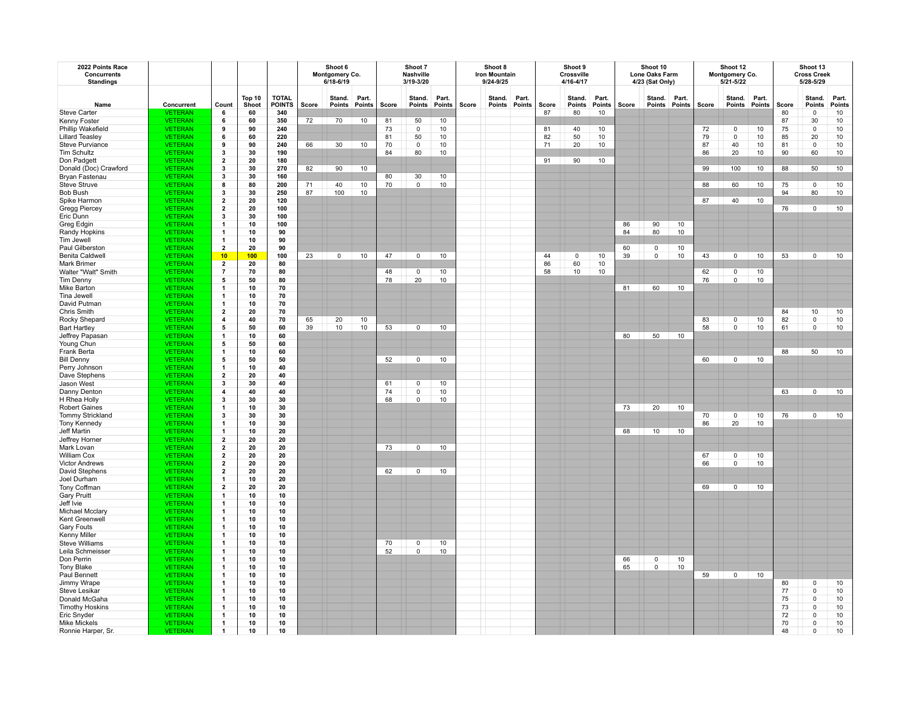| 2022 Points Race Concurrents Standings | | | | | Shoot 6 Montgomery Co. 6/18-6/19 | | | Shoot 7 Nashville 3/19-3/20 | | | Shoot 8 Iron Mountain 9/24-9/25 | | | Shoot 9 Crossville 4/16-4/17 | | | Shoot 10 Lone Oaks Farm 4/23 (Sat Only) | | | Shoot 12 Montgomery Co. 5/21-5/22 | | | Shoot 13 Cross Creek 5/28-5/29 | | |
|---|---|---|---|---|---|---|---|---|---|---|---|---|---|---|---|---|---|---|---|---|---|---|---|---|---|
| Name | Concurrent | Count | Top 10 Shoot | TOTAL POINTS | Score | Stand. Points | Part. Points | Score | Stand. Points | Part. Points | Score | Stand. Points | Part. Points | Score | Stand. Points | Part. Points | Score | Stand. Points | Part. Points | Score | Stand. Points | Part. Points | Score | Stand. Points | Part. Points |
| Steve Carter | VETERAN | 6 | 60 | 340 | | | | | | | | | | 87 | 80 | 10 | | | | | | | 80 | 0 | 10 |
| Kenny Foster | VETERAN | 6 | 60 | 350 | 72 | 70 | 10 | 81 | 50 | 10 | | | | | | | | | | | | | 87 | 30 | 10 |
| Phillip Wakefield | VETERAN | 9 | 90 | 240 | | | | 73 | 0 | 10 | | | | 81 | 40 | 10 | | | | 72 | 0 | 10 | 75 | 0 | 10 |
| Lillard Teasley | VETERAN | 6 | 60 | 220 | | | | 81 | 50 | 10 | | | | 82 | 50 | 10 | | | | 79 | 0 | 10 | 85 | 20 | 10 |
| Steve Purviance | VETERAN | 9 | 90 | 240 | 66 | 30 | 10 | 70 | 0 | 10 | | | | 71 | 20 | 10 | | | | 87 | 40 | 10 | 81 | 0 | 10 |
| Tim Schultz | VETERAN | 3 | 30 | 190 | | | | 84 | 80 | 10 | | | | | | | | | | 86 | 20 | 10 | 90 | 60 | 10 |
| Don Padgett | VETERAN | 2 | 20 | 180 | | | | | | | | | | 91 | 90 | 10 | | | | | | | | | |
| Donald (Doc) Crawford | VETERAN | 3 | 30 | 270 | 82 | 90 | 10 | | | | | | | | | | | | | 99 | 100 | 10 | 88 | 50 | 10 |
| Bryan Fastenau | VETERAN | 3 | 30 | 160 | | | | 80 | 30 | 10 | | | | | | | | | | | | | | | |
| Steve Struve | VETERAN | 8 | 80 | 200 | 71 | 40 | 10 | 70 | 0 | 10 | | | | | | | | | | 88 | 60 | 10 | 75 | 0 | 10 |
| Bob Bush | VETERAN | 3 | 30 | 250 | 87 | 100 | 10 | | | | | | | | | | | | | | | | 94 | 80 | 10 |
| Spike Harmon | VETERAN | 2 | 20 | 120 | | | | | | | | | | | | | | | | 87 | 40 | 10 | | | |
| Gregg Piercey | VETERAN | 2 | 20 | 100 | | | | | | | | | | | | | | | | | | | 76 | 0 | 10 |
| Eric Dunn | VETERAN | 3 | 30 | 100 | | | | | | | | | | | | | | | | | | | | | |
| Greg Edgin | VETERAN | 1 | 10 | 100 | | | | | | | | | | | | | 86 | 90 | 10 | | | | | | |
| Randy Hopkins | VETERAN | 1 | 10 | 90 | | | | | | | | | | | | | 84 | 80 | 10 | | | | | | |
| Tim Jewell | VETERAN | 1 | 10 | 90 | | | | | | | | | | | | | | | | | | | | | |
| Paul Gilberston | VETERAN | 2 | 20 | 90 | | | | | | | | | | | | | 60 | 0 | 10 | | | | | | |
| Benita Caldwell | VETERAN | 10 | 100 | 100 | 23 | 0 | 10 | 47 | 0 | 10 | | | | 44 | 0 | 10 | 39 | 0 | 10 | 43 | 0 | 10 | 53 | 0 | 10 |
| Mark Brimer | VETERAN | 2 | 20 | 80 | | | | | | | | | | 86 | 60 | 10 | | | | | | | | | |
| Walter "Walt" Smith | VETERAN | 7 | 70 | 80 | | | | 48 | 0 | 10 | | | | 58 | 10 | 10 | | | | 62 | 0 | 10 | | | |
| Tim Denny | VETERAN | 5 | 50 | 80 | | | | 78 | 20 | 10 | | | | | | | | | | 76 | 0 | 10 | | | |
| Mike Barton | VETERAN | 1 | 10 | 70 | | | | | | | | | | | | | 81 | 60 | 10 | | | | | | |
| Tina Jewell | VETERAN | 1 | 10 | 70 | | | | | | | | | | | | | | | | | | | | | |
| David Putman | VETERAN | 1 | 10 | 70 | | | | | | | | | | | | | | | | | | | | | |
| Chris Smith | VETERAN | 2 | 20 | 70 | | | | | | | | | | | | | | | | | | | 84 | 10 | 10 |
| Rocky Shepard | VETERAN | 4 | 40 | 70 | 65 | 20 | 10 | | | | | | | | | | | | | 83 | 0 | 10 | 82 | 0 | 10 |
| Bart Hartley | VETERAN | 5 | 50 | 60 | 39 | 10 | 10 | 53 | 0 | 10 | | | | | | | | | | 58 | 0 | 10 | 61 | 0 | 10 |
| Jeffrey Papasan | VETERAN | 1 | 10 | 60 | | | | | | | | | | | | | 80 | 50 | 10 | | | | | | |
| Young Chun | VETERAN | 5 | 50 | 60 | | | | | | | | | | | | | | | | | | | | | |
| Frank Berta | VETERAN | 1 | 10 | 60 | | | | | | | | | | | | | | | | | | | 88 | 50 | 10 |
| Bill Denny | VETERAN | 5 | 50 | 50 | | | | 52 | 0 | 10 | | | | | | | | | | 60 | 0 | 10 | | | |
| Perry Johnson | VETERAN | 1 | 10 | 40 | | | | | | | | | | | | | | | | | | | | | |
| Dave Stephens | VETERAN | 2 | 20 | 40 | | | | | | | | | | | | | | | | | | | | | |
| Jason West | VETERAN | 3 | 30 | 40 | | | | 61 | 0 | 10 | | | | | | | | | | | | | | | |
| Danny Denton | VETERAN | 4 | 40 | 40 | | | | 74 | 0 | 10 | | | | | | | | | | | | | 63 | 0 | 10 |
| H Rhea Holly | VETERAN | 3 | 30 | 30 | | | | 68 | 0 | 10 | | | | | | | | | | | | | | | |
| Robert Gaines | VETERAN | 1 | 10 | 30 | | | | | | | | | | | | | 73 | 20 | 10 | | | | | | |
| Tommy Strickland | VETERAN | 3 | 30 | 30 | | | | | | | | | | | | | | | | 70 | 0 | 10 | 76 | 0 | 10 |
| Tony Kennedy | VETERAN | 1 | 10 | 30 | | | | | | | | | | | | | | | | 86 | 20 | 10 | | | |
| Jeff Martin | VETERAN | 1 | 10 | 20 | | | | | | | | | | | | | 68 | 10 | 10 | | | | | | |
| Jeffrey Horner | VETERAN | 2 | 20 | 20 | | | | | | | | | | | | | | | | | | | | | |
| Mark Lovan | VETERAN | 2 | 20 | 20 | | | | 73 | 0 | 10 | | | | | | | | | | | | | | | |
| William Cox | VETERAN | 2 | 20 | 20 | | | | | | | | | | | | | | | | 67 | 0 | 10 | | | |
| Victor Andrews | VETERAN | 2 | 20 | 20 | | | | | | | | | | | | | | | | 66 | 0 | 10 | | | |
| David Stephens | VETERAN | 2 | 20 | 20 | | | | 62 | 0 | 10 | | | | | | | | | | | | | | | |
| Joel Durham | VETERAN | 1 | 10 | 20 | | | | | | | | | | | | | | | | | | | | | |
| Tony Coffman | VETERAN | 2 | 20 | 20 | | | | | | | | | | | | | | | | 69 | 0 | 10 | | | |
| Gary Pruitt | VETERAN | 1 | 10 | 10 | | | | | | | | | | | | | | | | | | | | | |
| Jeff Ivie | VETERAN | 1 | 10 | 10 | | | | | | | | | | | | | | | | | | | | | |
| Michael Mcclary | VETERAN | 1 | 10 | 10 | | | | | | | | | | | | | | | | | | | | | |
| Kent Greenwell | VETERAN | 1 | 10 | 10 | | | | | | | | | | | | | | | | | | | | | |
| Gary Fouts | VETERAN | 1 | 10 | 10 | | | | | | | | | | | | | | | | | | | | | |
| Kenny Miller | VETERAN | 1 | 10 | 10 | | | | | | | | | | | | | | | | | | | | | |
| Steve Williams | VETERAN | 1 | 10 | 10 | | | | 70 | 0 | 10 | | | | | | | | | | | | | | | |
| Leila Schmeisser | VETERAN | 1 | 10 | 10 | | | | 52 | 0 | 10 | | | | | | | | | | | | | | | |
| Don Perrin | VETERAN | 1 | 10 | 10 | | | | | | | | | | | | | 66 | 0 | 10 | | | | | | |
| Tony Blake | VETERAN | 1 | 10 | 10 | | | | | | | | | | | | | 65 | 0 | 10 | | | | | | |
| Paul Bennett | VETERAN | 1 | 10 | 10 | | | | | | | | | | | | | | | | 59 | 0 | 10 | | | |
| Jimmy Wrape | VETERAN | 1 | 10 | 10 | | | | | | | | | | | | | | | | | | | 80 | 0 | 10 |
| Steve Lesikar | VETERAN | 1 | 10 | 10 | | | | | | | | | | | | | | | | | | | 77 | 0 | 10 |
| Donald McGaha | VETERAN | 1 | 10 | 10 | | | | | | | | | | | | | | | | | | | 75 | 0 | 10 |
| Timothy Hoskins | VETERAN | 1 | 10 | 10 | | | | | | | | | | | | | | | | | | | 73 | 0 | 10 |
| Eric Snyder | VETERAN | 1 | 10 | 10 | | | | | | | | | | | | | | | | | | | 72 | 0 | 10 |
| Mike Mickels | VETERAN | 1 | 10 | 10 | | | | | | | | | | | | | | | | | | | 70 | 0 | 10 |
| Ronnie Harper, Sr. | VETERAN | 1 | 10 | 10 | | | | | | | | | | | | | | | | | | | 48 | 0 | 10 |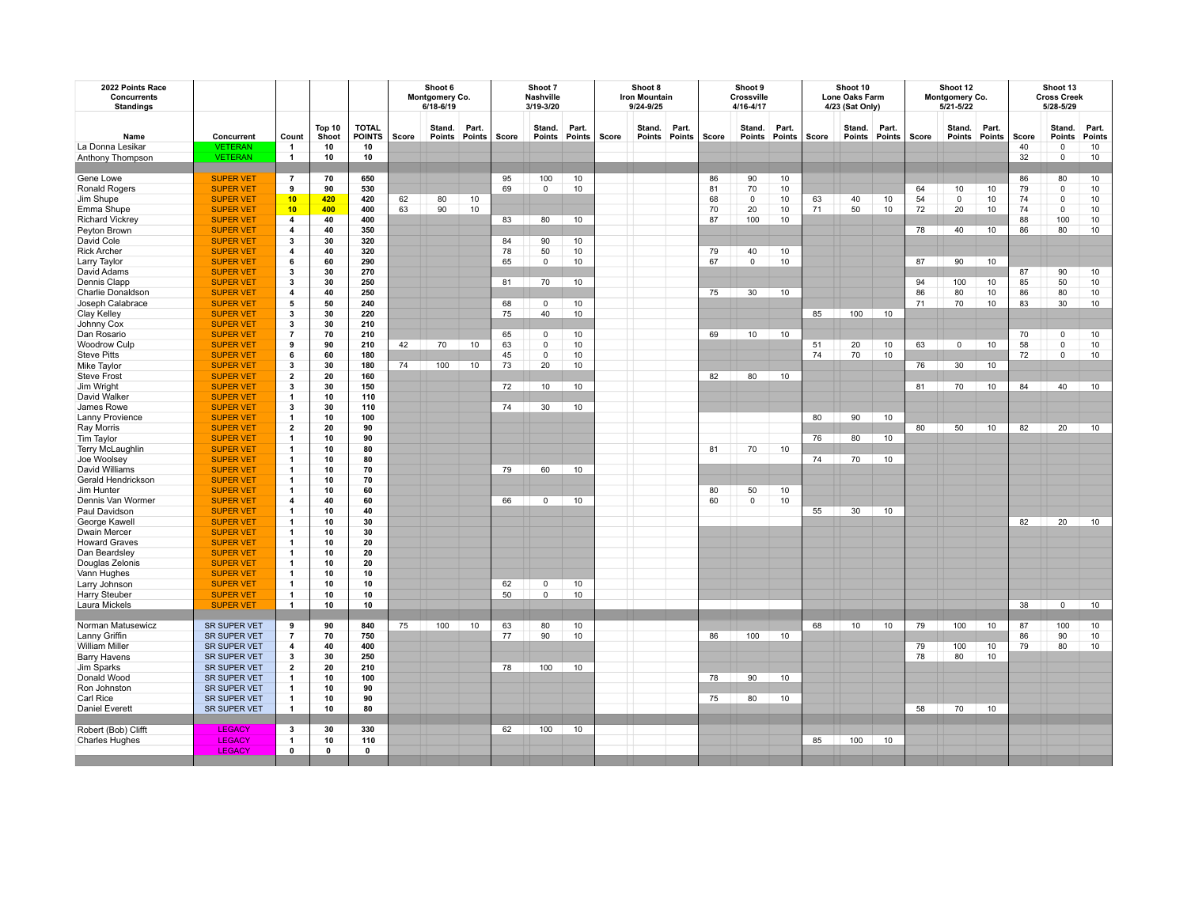| 2022 Points Race Concurrents Standings | | | | | Shoot 6 Montgomery Co. 6/18-6/19 | | | Shoot 7 Nashville 3/19-3/20 | | | Shoot 8 Iron Mountain 9/24-9/25 | | | Shoot 9 Crossville 4/16-4/17 | | | Shoot 10 Lone Oaks Farm 4/23 (Sat Only) | | | Shoot 12 Montgomery Co. 5/21-5/22 | | | Shoot 13 Cross Creek 5/28-5/29 | | |
|---|---|---|---|---|---|---|---|---|---|---|---|---|---|---|---|---|---|---|---|---|---|---|---|---|---|
| Name | Concurrent | Count | Top 10 Shoot | TOTAL POINTS | Score | Stand. Points | Part. Points | Score | Stand. Points | Part. Points | Score | Stand. Points | Part. Points | Score | Stand. Points | Part. Points | Score | Stand. Points | Part. Points | Score | Stand. Points | Part. Points | Score | Stand. Points | Part. Points |
| La Donna Lesikar | VETERAN | 1 | 10 | 10 | | | | | | | | | | | | | | | | | | | 40 | 0 | 10 |
| Anthony Thompson | VETERAN | 1 | 10 | 10 | | | | | | | | | | | | | | | | | | | 32 | 0 | 10 |
| | | | | | | | | | | | | | | | | | | | | | | | | | |
| Gene Lowe | SUPER VET | 7 | 70 | 650 | | | | 95 | 100 | 10 | | | | 86 | 90 | 10 | | | | | | | 86 | 80 | 10 |
| Ronald Rogers | SUPER VET | 9 | 90 | 530 | | | | 69 | 0 | 10 | | | | 81 | 70 | 10 | | | | 64 | 10 | 10 | 79 | 0 | 10 |
| Jim Shupe | SUPER VET | 10 | 420 | 420 | 62 | 80 | 10 | | | | | | | 68 | 0 | 10 | 63 | 40 | 10 | 54 | 0 | 10 | 74 | 0 | 10 |
| Emma Shupe | SUPER VET | 10 | 400 | 400 | 63 | 90 | 10 | | | | | | | 70 | 20 | 10 | 71 | 50 | 10 | 72 | 20 | 10 | 74 | 0 | 10 |
| Richard Vickrey | SUPER VET | 4 | 40 | 400 | | | | 83 | 80 | 10 | | | | 87 | 100 | 10 | | | | | | | 88 | 100 | 10 |
| Peyton Brown | SUPER VET | 4 | 40 | 350 | | | | | | | | | | | | | | | | 78 | 40 | 10 | 86 | 80 | 10 |
| David Cole | SUPER VET | 3 | 30 | 320 | | | | 84 | 90 | 10 | | | | | | | | | | | | | | | |
| Rick Archer | SUPER VET | 4 | 40 | 320 | | | | 78 | 50 | 10 | | | | 79 | 40 | 10 | | | | | | | | | |
| Larry Taylor | SUPER VET | 6 | 60 | 290 | | | | 65 | 0 | 10 | | | | 67 | 0 | 10 | | | | 87 | 90 | 10 | | | |
| David Adams | SUPER VET | 3 | 30 | 270 | | | | | | | | | | | | | | | | | | | 87 | 90 | 10 |
| Dennis Clapp | SUPER VET | 3 | 30 | 250 | | | | 81 | 70 | 10 | | | | | | | | | | 94 | 100 | 10 | 85 | 50 | 10 |
| Charlie Donaldson | SUPER VET | 4 | 40 | 250 | | | | | | | | | | 75 | 30 | 10 | | | | 86 | 80 | 10 | 86 | 80 | 10 |
| Joseph Calabrace | SUPER VET | 5 | 50 | 240 | | | | 68 | 0 | 10 | | | | | | | | | | 71 | 70 | 10 | 83 | 30 | 10 |
| Clay Kelley | SUPER VET | 3 | 30 | 220 | | | | 75 | 40 | 10 | | | | | | | 85 | 100 | 10 | | | | | | |
| Johnny Cox | SUPER VET | 3 | 30 | 210 | | | | | | | | | | | | | | | | | | | | | |
| Dan Rosario | SUPER VET | 7 | 70 | 210 | | | | 65 | 0 | 10 | | | | 69 | 10 | 10 | | | | | | | 70 | 0 | 10 |
| Woodrow Culp | SUPER VET | 9 | 90 | 210 | 42 | 70 | 10 | 63 | 0 | 10 | | | | | | | 51 | 20 | 10 | 63 | 0 | 10 | 58 | 0 | 10 |
| Steve Pitts | SUPER VET | 6 | 60 | 180 | | | | 45 | 0 | 10 | | | | | | | 74 | 70 | 10 | | | | 72 | 0 | 10 |
| Mike Taylor | SUPER VET | 3 | 30 | 180 | 74 | 100 | 10 | 73 | 20 | 10 | | | | | | | | | | 76 | 30 | 10 | | | |
| Steve Frost | SUPER VET | 2 | 20 | 160 | | | | | | | | | | 82 | 80 | 10 | | | | | | | | | |
| Jim Wright | SUPER VET | 3 | 30 | 150 | | | | 72 | 10 | 10 | | | | | | | | | | 81 | 70 | 10 | 84 | 40 | 10 |
| David Walker | SUPER VET | 1 | 10 | 110 | | | | | | | | | | | | | | | | | | | | | |
| James Rowe | SUPER VET | 3 | 30 | 110 | | | | 74 | 30 | 10 | | | | | | | | | | | | | | | |
| Lanny Provience | SUPER VET | 1 | 10 | 100 | | | | | | | | | | | | | 80 | 90 | 10 | | | | | | |
| Ray Morris | SUPER VET | 2 | 20 | 90 | | | | | | | | | | | | | | | | 80 | 50 | 10 | 82 | 20 | 10 |
| Tim Taylor | SUPER VET | 1 | 10 | 90 | | | | | | | | | | | | | 76 | 80 | 10 | | | | | | |
| Terry McLaughlin | SUPER VET | 1 | 10 | 80 | | | | | | | | | | 81 | 70 | 10 | | | | | | | | | |
| Joe Woolsey | SUPER VET | 1 | 10 | 80 | | | | | | | | | | | | | 74 | 70 | 10 | | | | | | |
| David Williams | SUPER VET | 1 | 10 | 70 | | | | 79 | 60 | 10 | | | | | | | | | | | | | | | |
| Gerald Hendrickson | SUPER VET | 1 | 10 | 70 | | | | | | | | | | | | | | | | | | | | | |
| Jim Hunter | SUPER VET | 1 | 10 | 60 | | | | | | | | | | 80 | 50 | 10 | | | | | | | | | |
| Dennis Van Wormer | SUPER VET | 4 | 40 | 60 | | | | 66 | 0 | 10 | | | | 60 | 0 | 10 | | | | | | | | | |
| Paul Davidson | SUPER VET | 1 | 10 | 40 | | | | | | | | | | | | | 55 | 30 | 10 | | | | | | |
| George Kawell | SUPER VET | 1 | 10 | 30 | | | | | | | | | | | | | | | | | | | 82 | 20 | 10 |
| Dwain Mercer | SUPER VET | 1 | 10 | 30 | | | | | | | | | | | | | | | | | | | | | |
| Howard Graves | SUPER VET | 1 | 10 | 20 | | | | | | | | | | | | | | | | | | | | | |
| Dan Beardsley | SUPER VET | 1 | 10 | 20 | | | | | | | | | | | | | | | | | | | | | |
| Douglas Zelonis | SUPER VET | 1 | 10 | 20 | | | | | | | | | | | | | | | | | | | | | |
| Vann Hughes | SUPER VET | 1 | 10 | 10 | | | | | | | | | | | | | | | | | | | | | |
| Larry Johnson | SUPER VET | 1 | 10 | 10 | | | | 62 | 0 | 10 | | | | | | | | | | | | | | | |
| Harry Steuber | SUPER VET | 1 | 10 | 10 | | | | 50 | 0 | 10 | | | | | | | | | | | | | | | |
| Laura Mickels | SUPER VET | 1 | 10 | 10 | | | | | | | | | | | | | | | | | | | 38 | 0 | 10 |
| | | | | | | | | | | | | | | | | | | | | | | | | | |
| Norman Matusewicz | SR SUPER VET | 9 | 90 | 840 | 75 | 100 | 10 | 63 | 80 | 10 | | | | | | | 68 | 10 | 10 | 79 | 100 | 10 | 87 | 100 | 10 |
| Lanny Griffin | SR SUPER VET | 7 | 70 | 750 | | | | 77 | 90 | 10 | | | | 86 | 100 | 10 | | | | | | | 86 | 90 | 10 |
| William Miller | SR SUPER VET | 4 | 40 | 400 | | | | | | | | | | | | | | | | 79 | 100 | 10 | 79 | 80 | 10 |
| Barry Havens | SR SUPER VET | 3 | 30 | 250 | | | | | | | | | | | | | | | | 78 | 80 | 10 | | | |
| Jim Sparks | SR SUPER VET | 2 | 20 | 210 | | | | 78 | 100 | 10 | | | | | | | | | | | | | | | |
| Donald Wood | SR SUPER VET | 1 | 10 | 100 | | | | | | | | | | 78 | 90 | 10 | | | | | | | | | |
| Ron Johnston | SR SUPER VET | 1 | 10 | 90 | | | | | | | | | | | | | | | | | | | | | |
| Carl Rice | SR SUPER VET | 1 | 10 | 90 | | | | | | | | | | 75 | 80 | 10 | | | | | | | | | |
| Daniel Everett | SR SUPER VET | 1 | 10 | 80 | | | | | | | | | | | | | | | | 58 | 70 | 10 | | | |
| | | | | | | | | | | | | | | | | | | | | | | | | | |
| Robert (Bob) Clifft | LEGACY | 3 | 30 | 330 | | | | 62 | 100 | 10 | | | | | | | | | | | | | | | |
| Charles Hughes | LEGACY | 1 | 10 | 110 | | | | | | | | | | | | | 85 | 100 | 10 | | | | | | |
| | LEGACY | 0 | 0 | 0 | | | | | | | | | | | | | | | | | | | | | |